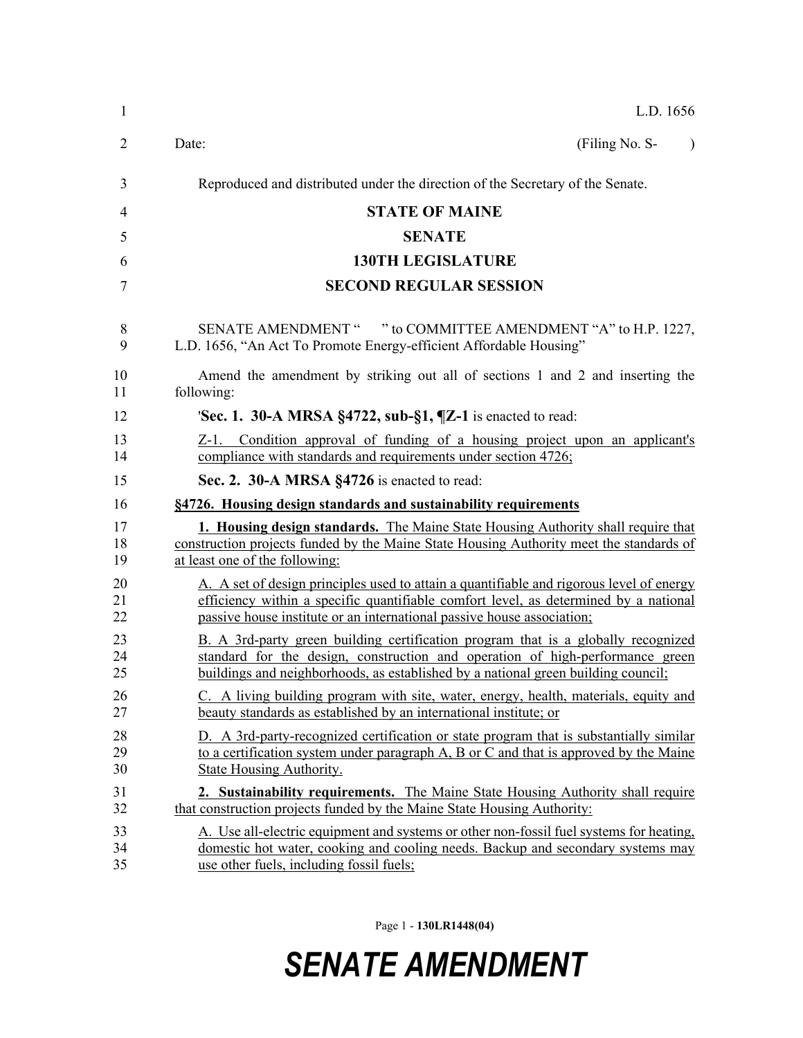L.D. 1656

Date: (Filing No. S- )

Reproduced and distributed under the direction of the Secretary of the Senate.

**STATE OF MAINE**

**SENATE**

**130TH LEGISLATURE**

**SECOND REGULAR SESSION**

SENATE AMENDMENT " " to COMMITTEE AMENDMENT "A" to H.P. 1227, L.D. 1656, "An Act To Promote Energy-efficient Affordable Housing"

Amend the amendment by striking out all of sections 1 and 2 and inserting the following:

'**Sec. 1. 30-A MRSA §4722, sub-§1, ¶Z-1** is enacted to read:

Z-1. Condition approval of funding of a housing project upon an applicant's compliance with standards and requirements under section 4726;

**Sec. 2. 30-A MRSA §4726** is enacted to read:

**§4726. Housing design standards and sustainability requirements**

**1. Housing design standards.** The Maine State Housing Authority shall require that construction projects funded by the Maine State Housing Authority meet the standards of at least one of the following:

A. A set of design principles used to attain a quantifiable and rigorous level of energy efficiency within a specific quantifiable comfort level, as determined by a national passive house institute or an international passive house association;

B. A 3rd-party green building certification program that is a globally recognized standard for the design, construction and operation of high-performance green buildings and neighborhoods, as established by a national green building council;

C. A living building program with site, water, energy, health, materials, equity and beauty standards as established by an international institute; or

D. A 3rd-party-recognized certification or state program that is substantially similar to a certification system under paragraph A, B or C and that is approved by the Maine State Housing Authority.

**2. Sustainability requirements.** The Maine State Housing Authority shall require that construction projects funded by the Maine State Housing Authority:

A. Use all-electric equipment and systems or other non-fossil fuel systems for heating, domestic hot water, cooking and cooling needs. Backup and secondary systems may use other fuels, including fossil fuels;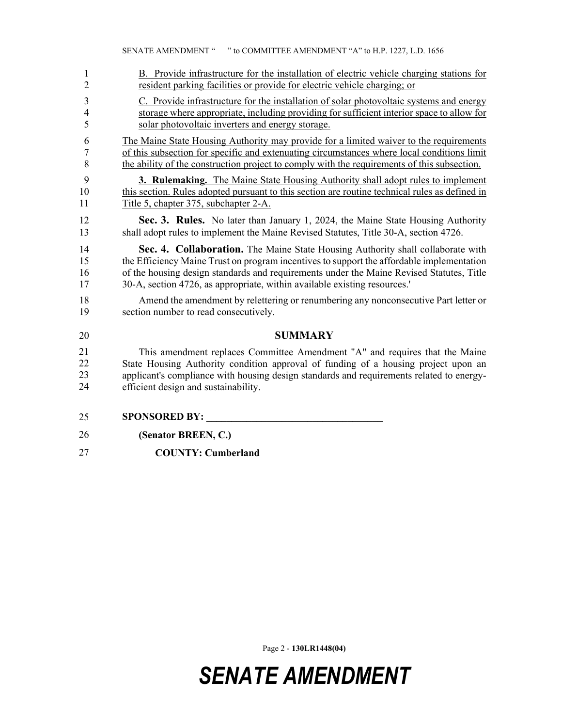B. Provide infrastructure for the installation of electric vehicle charging stations for resident parking facilities or provide for electric vehicle charging; or

C. Provide infrastructure for the installation of solar photovoltaic systems and energy storage where appropriate, including providing for sufficient interior space to allow for solar photovoltaic inverters and energy storage.

The Maine State Housing Authority may provide for a limited waiver to the requirements of this subsection for specific and extenuating circumstances where local conditions limit the ability of the construction project to comply with the requirements of this subsection.

**3. Rulemaking.** The Maine State Housing Authority shall adopt rules to implement this section. Rules adopted pursuant to this section are routine technical rules as defined in Title 5, chapter 375, subchapter 2-A.

**Sec. 3. Rules.** No later than January 1, 2024, the Maine State Housing Authority shall adopt rules to implement the Maine Revised Statutes, Title 30-A, section 4726.

**Sec. 4. Collaboration.** The Maine State Housing Authority shall collaborate with the Efficiency Maine Trust on program incentives to support the affordable implementation of the housing design standards and requirements under the Maine Revised Statutes, Title 30-A, section 4726, as appropriate, within available existing resources.'

Amend the amendment by relettering or renumbering any nonconsecutive Part letter or section number to read consecutively.

## SUMMARY

This amendment replaces Committee Amendment "A" and requires that the Maine State Housing Authority condition approval of funding of a housing project upon an applicant's compliance with housing design standards and requirements related to energy-efficient design and sustainability.

**SPONSORED BY: ___________________________________**

**(Senator BREEN, C.)**

**COUNTY: Cumberland**

# SENATE AMENDMENT